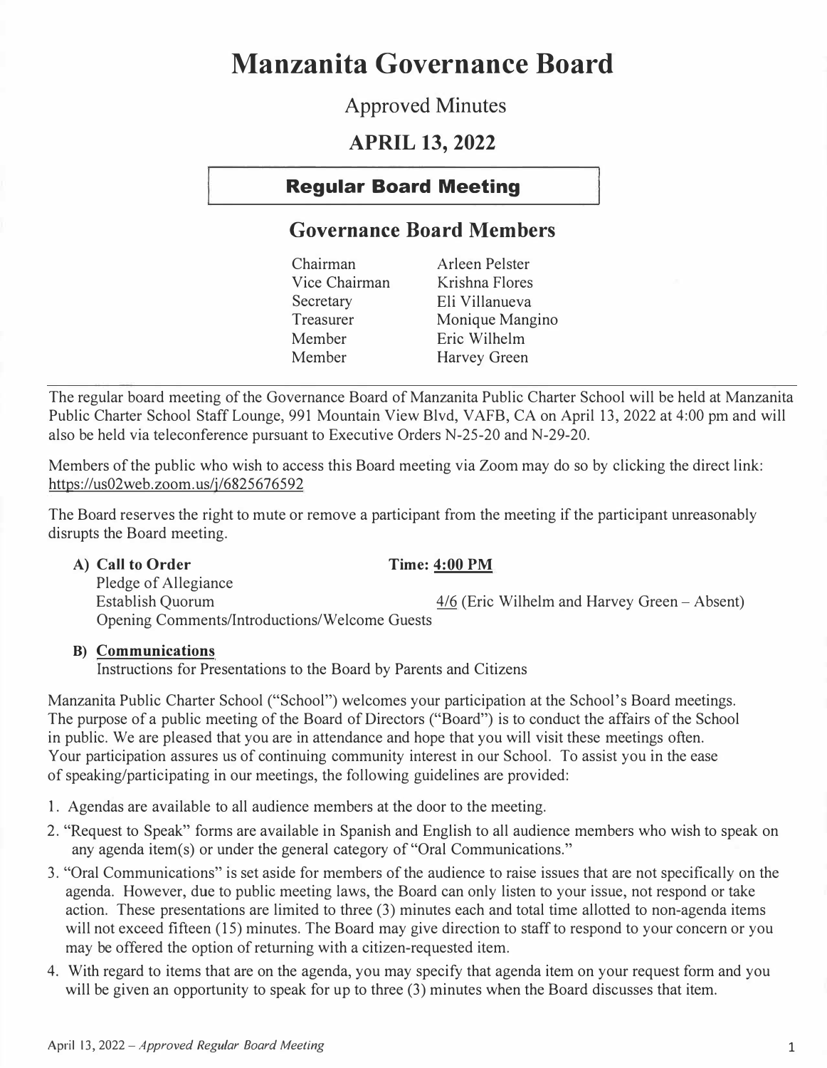# Manzanita Governance Board

## Approved Minutes

## APRIL 13, 2022

**Regular Board Meeting**

## Governance Board Members

| | |
|---|---|
| Chairman | Arleen Pelster |
| Vice Chairman | Krishna Flores |
| Secretary | Eli Villanueva |
| Treasurer | Monique Mangino |
| Member | Eric Wilhelm |
| Member | Harvey Green |

The regular board meeting of the Governance Board of Manzanita Public Charter School will be held at Manzanita Public Charter School Staff Lounge, 991 Mountain View Blvd, VAFB, CA on April 13, 2022 at 4:00 pm and will also be held via teleconference pursuant to Executive Orders N-25-20 and N-29-20.

Members of the public who wish to access this Board meeting via Zoom may do so by clicking the direct link: https://us02web.zoom.us/j/6825676592

The Board reserves the right to mute or remove a participant from the meeting if the participant unreasonably disrupts the Board meeting.

**A) Call to Order** **Time: 4:00 PM**

Pledge of Allegiance

Establish Quorum 4/6 (Eric Wilhelm and Harvey Green – Absent)

Opening Comments/Introductions/Welcome Guests

**B) Communications**

Instructions for Presentations to the Board by Parents and Citizens

Manzanita Public Charter School ("School") welcomes your participation at the School's Board meetings. The purpose of a public meeting of the Board of Directors ("Board") is to conduct the affairs of the School in public. We are pleased that you are in attendance and hope that you will visit these meetings often. Your participation assures us of continuing community interest in our School. To assist you in the ease of speaking/participating in our meetings, the following guidelines are provided:

1. Agendas are available to all audience members at the door to the meeting.
2. "Request to Speak" forms are available in Spanish and English to all audience members who wish to speak on any agenda item(s) or under the general category of "Oral Communications."
3. "Oral Communications" is set aside for members of the audience to raise issues that are not specifically on the agenda. However, due to public meeting laws, the Board can only listen to your issue, not respond or take action. These presentations are limited to three (3) minutes each and total time allotted to non-agenda items will not exceed fifteen (15) minutes. The Board may give direction to staff to respond to your concern or you may be offered the option of returning with a citizen-requested item.
4. With regard to items that are on the agenda, you may specify that agenda item on your request form and you will be given an opportunity to speak for up to three (3) minutes when the Board discusses that item.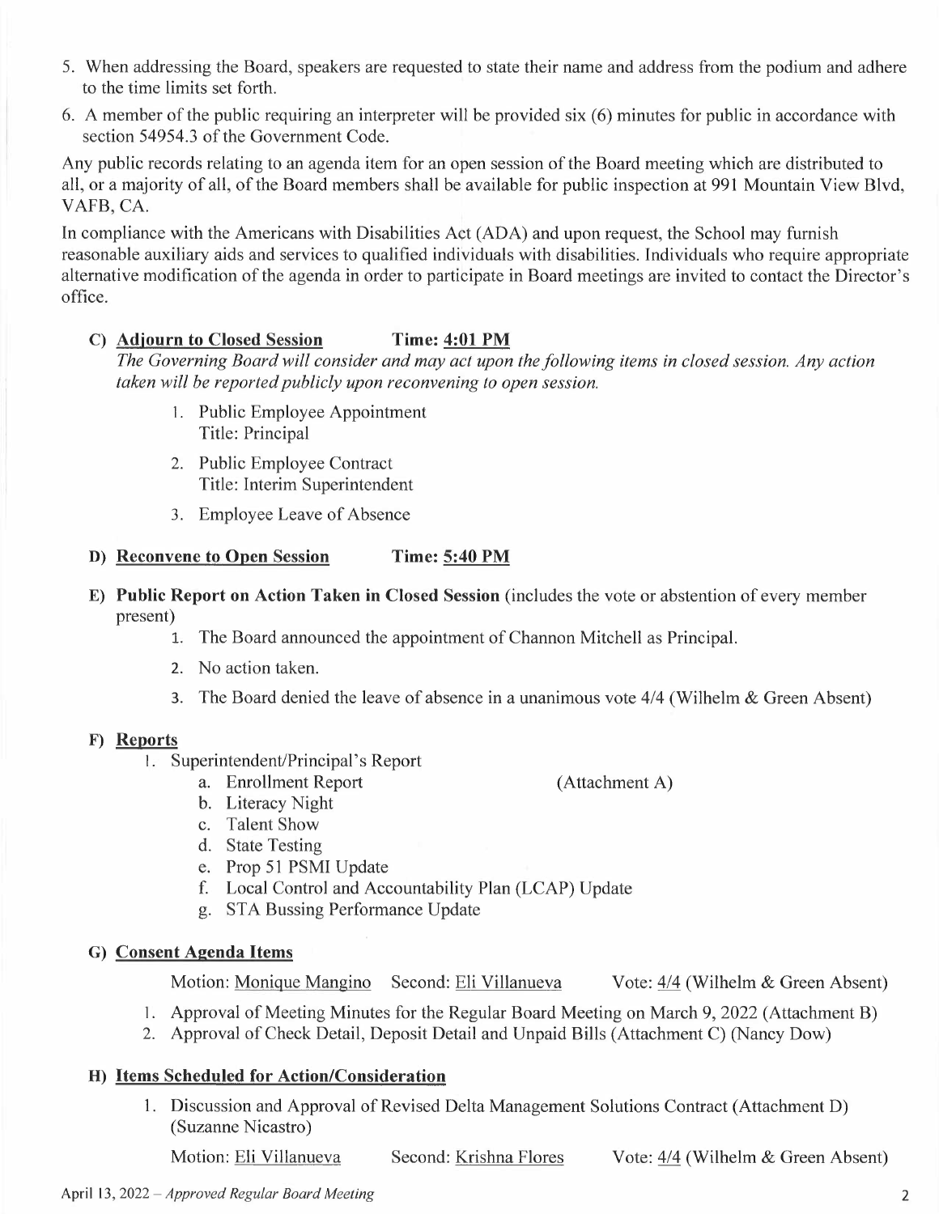5. When addressing the Board, speakers are requested to state their name and address from the podium and adhere to the time limits set forth.
6. A member of the public requiring an interpreter will be provided six (6) minutes for public in accordance with section 54954.3 of the Government Code.

Any public records relating to an agenda item for an open session of the Board meeting which are distributed to all, or a majority of all, of the Board members shall be available for public inspection at 991 Mountain View Blvd, VAFB, CA.

In compliance with the Americans with Disabilities Act (ADA) and upon request, the School may furnish reasonable auxiliary aids and services to qualified individuals with disabilities. Individuals who require appropriate alternative modification of the agenda in order to participate in Board meetings are invited to contact the Director's office.

**C) Adjourn to Closed Session Time: 4:01 PM**

*The Governing Board will consider and may act upon the following items in closed session. Any action taken will be reported publicly upon reconvening to open session.*

1. Public Employee Appointment
   Title: Principal
2. Public Employee Contract
   Title: Interim Superintendent
3. Employee Leave of Absence

**D) Reconvene to Open Session Time: 5:40 PM**

**E) Public Report on Action Taken in Closed Session** (includes the vote or abstention of every member present)

1. The Board announced the appointment of Channon Mitchell as Principal.
2. No action taken.
3. The Board denied the leave of absence in a unanimous vote 4/4 (Wilhelm & Green Absent)

**F) Reports**

1. Superintendent/Principal's Report
   a. Enrollment Report (Attachment A)
   b. Literacy Night
   c. Talent Show
   d. State Testing
   e. Prop 51 PSMI Update
   f. Local Control and Accountability Plan (LCAP) Update
   g. STA Bussing Performance Update

**G) Consent Agenda Items**

Motion: Monique Mangino Second: Eli Villanueva Vote: 4/4 (Wilhelm & Green Absent)

1. Approval of Meeting Minutes for the Regular Board Meeting on March 9, 2022 (Attachment B)
2. Approval of Check Detail, Deposit Detail and Unpaid Bills (Attachment C) (Nancy Dow)

**H) Items Scheduled for Action/Consideration**

1. Discussion and Approval of Revised Delta Management Solutions Contract (Attachment D) (Suzanne Nicastro)

   Motion: Eli Villanueva Second: Krishna Flores Vote: 4/4 (Wilhelm & Green Absent)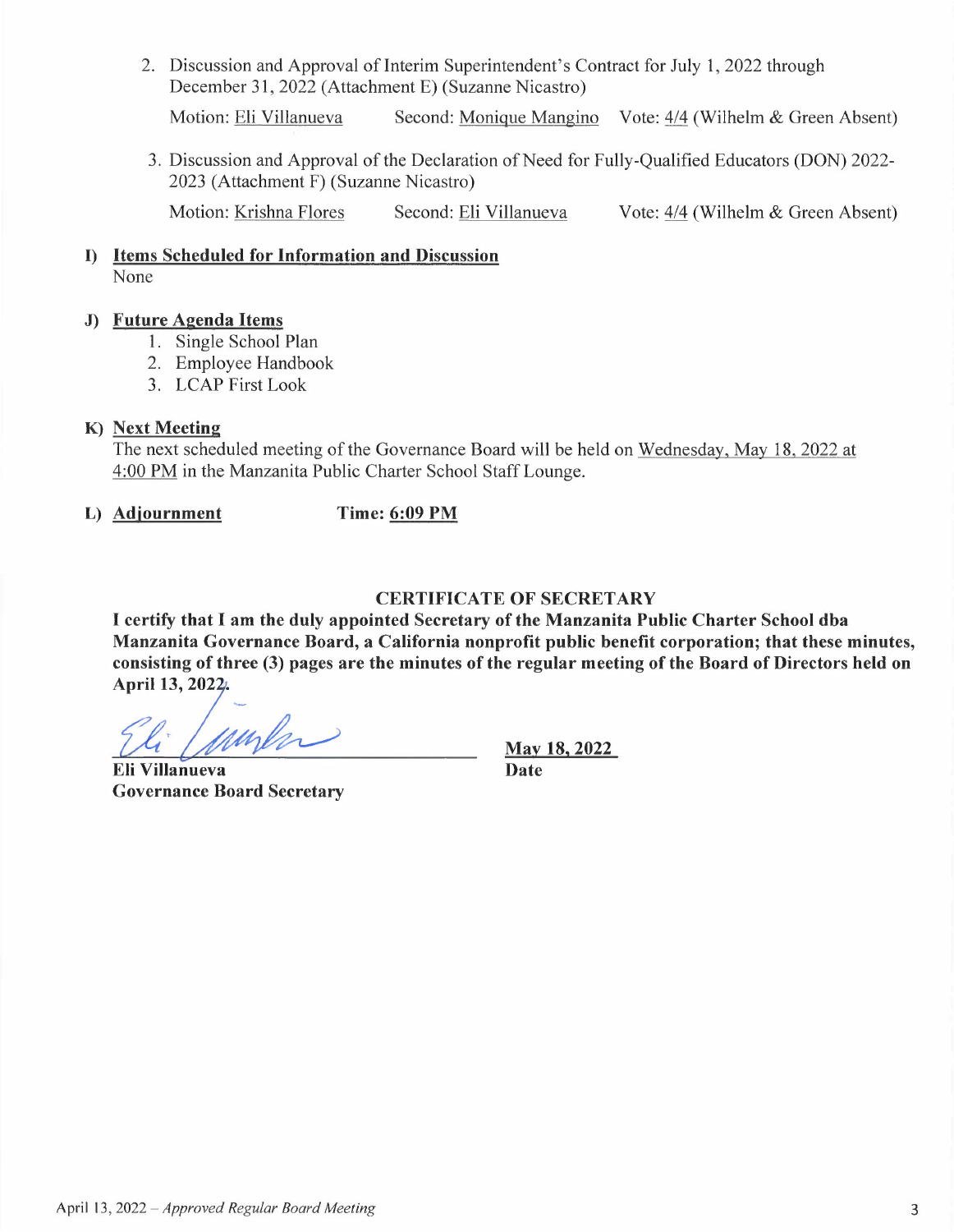2. Discussion and Approval of Interim Superintendent's Contract for July 1, 2022 through December 31, 2022 (Attachment E) (Suzanne Nicastro)

   Motion: Eli Villanueva   Second: Monique Mangino   Vote: 4/4 (Wilhelm & Green Absent)

3. Discussion and Approval of the Declaration of Need for Fully-Qualified Educators (DON) 2022-2023 (Attachment F) (Suzanne Nicastro)

   Motion: Krishna Flores   Second: Eli Villanueva   Vote: 4/4 (Wilhelm & Green Absent)

**I) Items Scheduled for Information and Discussion**

None

**J) Future Agenda Items**

1. Single School Plan
2. Employee Handbook
3. LCAP First Look

**K) Next Meeting**

The next scheduled meeting of the Governance Board will be held on Wednesday, May 18, 2022 at 4:00 PM in the Manzanita Public Charter School Staff Lounge.

**L) Adjournment**   **Time: 6:09 PM**

**CERTIFICATE OF SECRETARY**

**I certify that I am the duly appointed Secretary of the Manzanita Public Charter School dba Manzanita Governance Board, a California nonprofit public benefit corporation; that these minutes, consisting of three (3) pages are the minutes of the regular meeting of the Board of Directors held on April 13, 2022.**

**Eli Villanueva**
**Governance Board Secretary**

**May 18, 2022**
**Date**